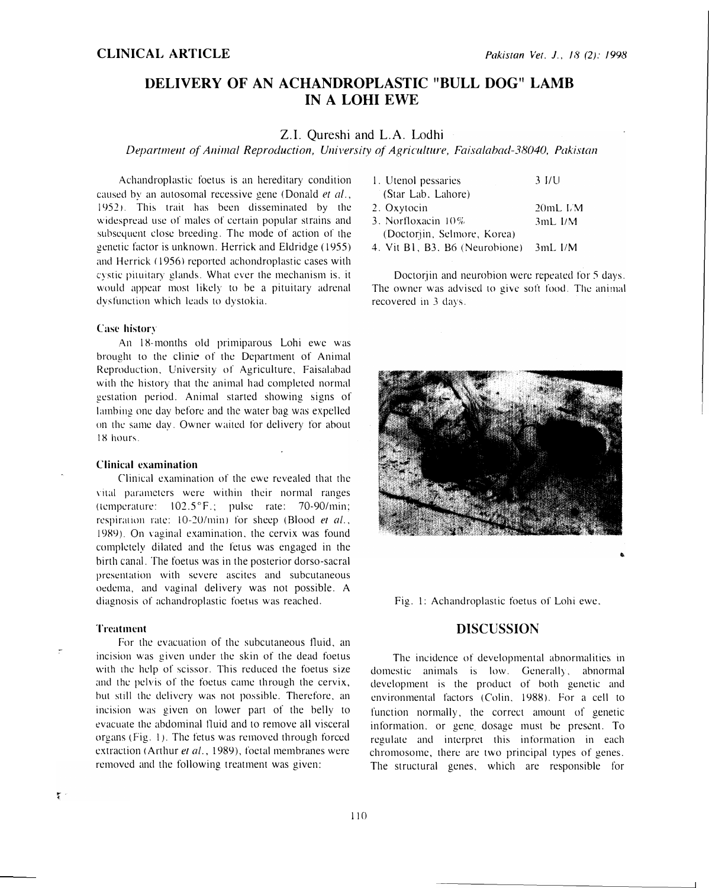CLINICAL ARTICLE

# DELIVERY OF AN ACHANDROPLASTIC "BULL DOG" LAMB IN A LOHI EWE

Z.I. Qureshi and L.A. Lodhi

*Department of Animal Reproduction, University of Agriculture, Faisalabad-38040, Pakistan*

Achandroplastic foetus is an hereditary condition caused by an autosomal recessive gene (Donald *et al.*, 1952). This trait has been disseminated by the widespread use of males of certain popular strains and subsequent close breeding. The mode of action of the genetic factor is unknown. Herrick and Eldridge (1955) and Herrick (1956) reported achondroplastic cases with cystic pituitary glands. What ever the mechanism is, it would appear most likely to be a pituitary adrenal dysfunction which leads to dystokia.

### Case history

An 18-months old primiparous Lohi ewe was brought to the clinic of the Department of Animal Reproduction, University of Agriculture, Faisalabad with the history that the animal had completed normal gestation period. Animal started showing signs of lambing one day before and the water bag was expelled on the same day. Owner waited for delivery for about 18 hours.

### Clinical examination

Clinical examination of the ewe revealed that the vital parameters were within their normal ranges (temperature: 102.5°F.; pulse rate: 70-90/min; respiration rate: 10-20/min) for sheep (Blood *et al.*, 1989). On vaginal examination, the cervix was found completely dilated and the fetus was engaged in the birth canal. The foetus was in the posterior dorso-sacral presentation with severe ascites and subcutaneous oedema, and vaginal delivery was not possible. A diagnosis of achandroplastic foetus was reached.

### Treatment

For the evacuation of the subcutaneous fluid, an incision was given under the skin of the dead foetus with the help of scissor. This reduced the foetus size and the pelvis of the foetus came through the cervix, but still the delivery was not possible. Therefore, an incision was given on lower part of the belly to evacuate the abdominal fluid and to remove all visceral organs (Fig. 1). The fetus was removed through forced extraction (Arthur *et al.*, 1989), foetal membranes were removed and the following treatment was given:

1. Utenol pessaries (Star Lab. Lahore) — 3 I/U
2. Oxytocin — 20mL I/M
3. Norfloxacin 10% (Doctorjin, Selmore, Korea) — 3mL I/M
4. Vit B1, B3, B6 (Neurobione) — 3mL I/M

Doctorjin and neurobion were repeated for 5 days. The owner was advised to give soft food. The animal recovered in 3 days.

Fig. 1: Achandroplastic foetus of Lohi ewe.

## DISCUSSION

The incidence of developmental abnormalities in domestic animals is low. Generally, abnormal development is the product of both genetic and environmental factors (Colin, 1988). For a cell to function normally, the correct amount of genetic information, or gene dosage must be present. To regulate and interpret this information in each chromosome, there are two principal types of genes. The structural genes, which are responsible for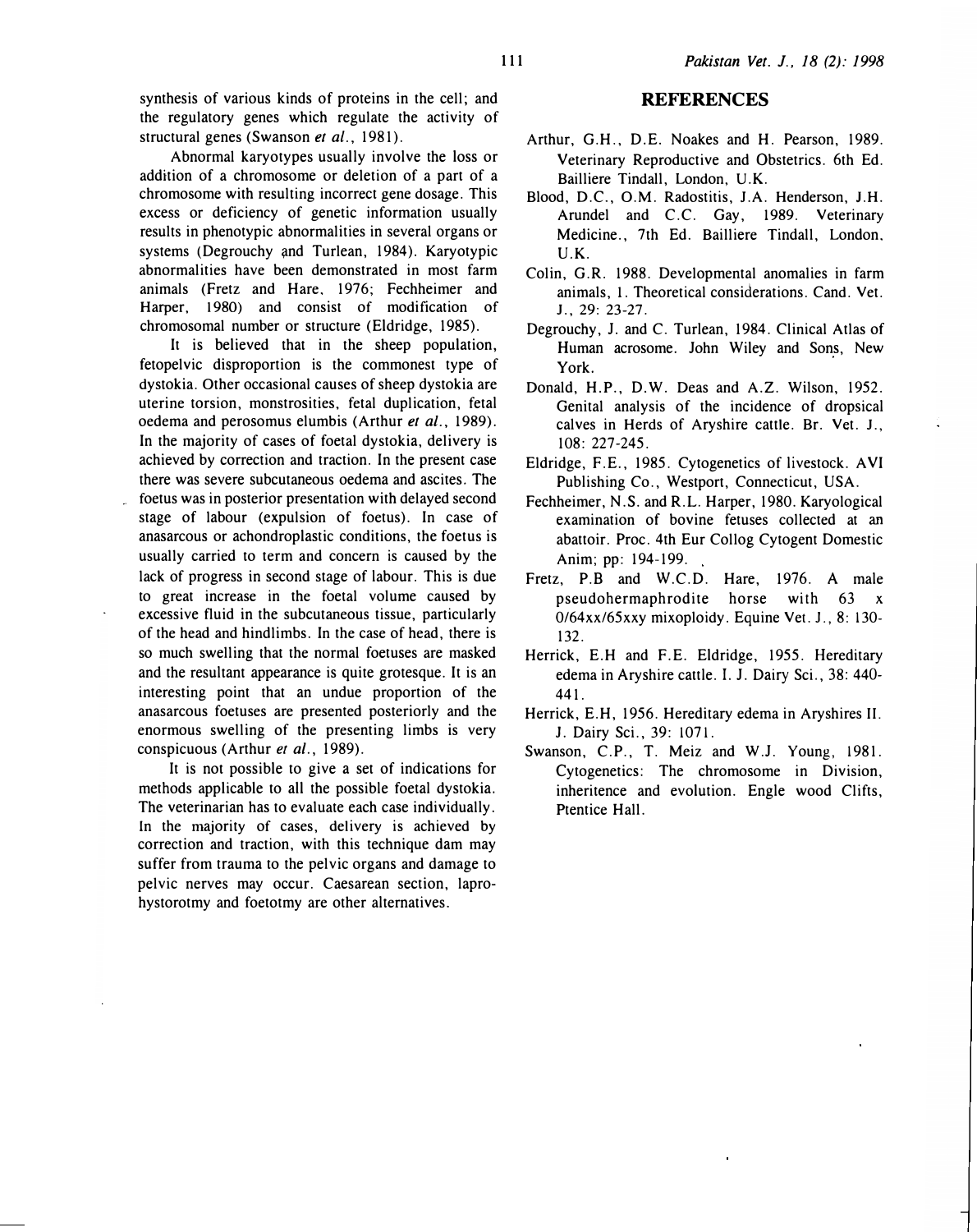synthesis of various kinds of proteins in the cell; and the regulatory genes which regulate the activity of structural genes (Swanson *et al.*, 1981).

Abnormal karyotypes usually involve the loss or addition of a chromosome or deletion of a part of a chromosome with resulting incorrect gene dosage. This excess or deficiency of genetic information usually results in phenotypic abnormalities in several organs or systems (Degrouchy and Turlean, 1984). Karyotypic abnormalities have been demonstrated in most farm animals (Fretz and Hare, 1976; Fechheimer and Harper, 1980) and consist of modification of chromosomal number or structure (Eldridge, 1985).

It is believed that in the sheep population, fetopelvic disproportion is the commonest type of dystokia. Other occasional causes of sheep dystokia are uterine torsion, monstrosities, fetal duplication, fetal oedema and perosomus elumbis (Arthur *et al.*, 1989). In the majority of cases of foetal dystokia, delivery is achieved by correction and traction. In the present case there was severe subcutaneous oedema and ascites. The foetus was in posterior presentation with delayed second stage of labour (expulsion of foetus). In case of anasarcous or achondroplastic conditions, the foetus is usually carried to term and concern is caused by the lack of progress in second stage of labour. This is due to great increase in the foetal volume caused by excessive fluid in the subcutaneous tissue, particularly of the head and hindlimbs. In the case of head, there is so much swelling that the normal foetuses are masked and the resultant appearance is quite grotesque. It is an interesting point that an undue proportion of the anasarcous foetuses are presented posteriorly and the enormous swelling of the presenting limbs is very conspicuous (Arthur *et al.*, 1989).

It is not possible to give a set of indications for methods applicable to all the possible foetal dystokia. The veterinarian has to evaluate each case individually. In the majority of cases, delivery is achieved by correction and traction, with this technique dam may suffer from trauma to the pelvic organs and damage to pelvic nerves may occur. Caesarean section, lapro-hystorotmy and foetotmy are other alternatives.

## REFERENCES

Arthur, G.H., D.E. Noakes and H. Pearson, 1989. Veterinary Reproductive and Obstetrics. 6th Ed. Bailliere Tindall, London, U.K.

Blood, D.C., O.M. Radostitis, J.A. Henderson, J.H. Arundel and C.C. Gay, 1989. Veterinary Medicine., 7th Ed. Bailliere Tindall, London, U.K.

Colin, G.R. 1988. Developmental anomalies in farm animals, 1. Theoretical considerations. Cand. Vet. J., 29: 23-27.

Degrouchy, J. and C. Turlean, 1984. Clinical Atlas of Human acrosome. John Wiley and Sons, New York.

Donald, H.P., D.W. Deas and A.Z. Wilson, 1952. Genital analysis of the incidence of dropsical calves in Herds of Aryshire cattle. Br. Vet. J., 108: 227-245.

Eldridge, F.E., 1985. Cytogenetics of livestock. AVI Publishing Co., Westport, Connecticut, USA.

Fechheimer, N.S. and R.L. Harper, 1980. Karyological examination of bovine fetuses collected at an abattoir. Proc. 4th Eur Collog Cytogent Domestic Anim; pp: 194-199.

Fretz, P.B and W.C.D. Hare, 1976. A male pseudohermaphrodite horse with 63 x 0/64xx/65xxy mixoploidy. Equine Vet. J., 8: 130-132.

Herrick, E.H and F.E. Eldridge, 1955. Hereditary edema in Aryshire cattle. I. J. Dairy Sci., 38: 440-441.

Herrick, E.H, 1956. Hereditary edema in Aryshires II. J. Dairy Sci., 39: 1071.

Swanson, C.P., T. Meiz and W.J. Young, 1981. Cytogenetics: The chromosome in Division, inheritence and evolution. Engle wood Clifts, Ptentice Hall.